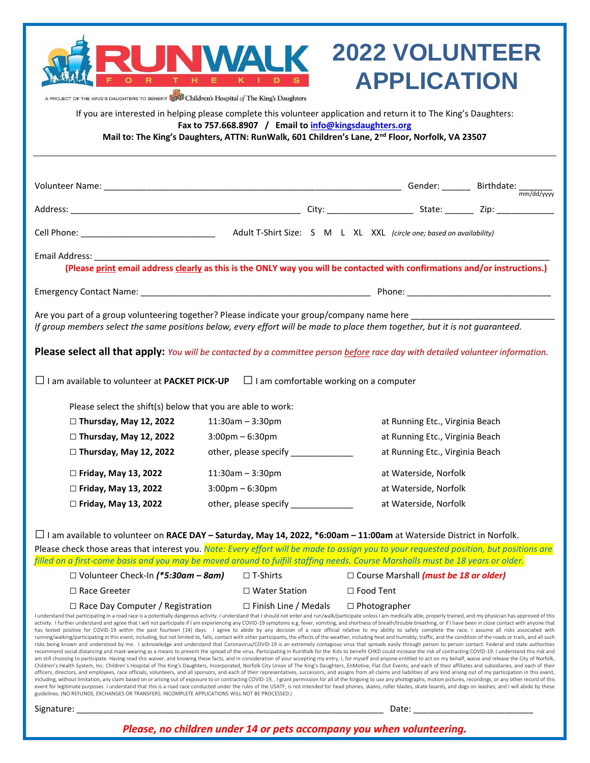# RUNWALK FOR THE KIDS

A PROJECT OF THE KING'S DAUGHTERS TO BENEFIT Children's Hospital of The King's Daughters

# 2022 VOLUNTEER APPLICATION

If you are interested in helping please complete this volunteer application and return it to The King's Daughters:

**Fax to 757.668.8907 / Email to info@kingsdaughters.org**

**Mail to: The King's Daughters, ATTN: RunWalk, 601 Children's Lane, 2nd Floor, Norfolk, VA 23507**

---

Volunteer Name: ____________________________________________ Gender: ______ Birthdate: _______ mm/dd/yyyy

Address: ______________________________________ City: _______________ State: ______ Zip: ___________

Cell Phone: _______________________ Adult T-Shirt Size: S M L XL XXL *(circle one; based on availability)*

Email Address: ______________________________________________________________________________

**(Please print email address clearly as this is the ONLY way you will be contacted with confirmations and/or instructions.)**

Emergency Contact Name: ________________________________________ Phone: __________________________

Are you part of a group volunteering together? Please indicate your group/company name here ________________________

*If group members select the same positions below, every effort will be made to place them together, but it is not guaranteed.*

**Please select all that apply:** *You will be contacted by a committee person before race day with detailed volunteer information.*

☐ I am available to volunteer at **PACKET PICK-UP** ☐ I am comfortable working on a computer

Please select the shift(s) below that you are able to work:

| | | |
|---|---|---|
| ☐ **Thursday, May 12, 2022** | 11:30am – 3:30pm | at Running Etc., Virginia Beach |
| ☐ **Thursday, May 12, 2022** | 3:00pm – 6:30pm | at Running Etc., Virginia Beach |
| ☐ **Thursday, May 12, 2022** | other, please specify ____________ | at Running Etc., Virginia Beach |
| ☐ **Friday, May 13, 2022** | 11:30am – 3:30pm | at Waterside, Norfolk |
| ☐ **Friday, May 13, 2022** | 3:00pm – 6:30pm | at Waterside, Norfolk |
| ☐ **Friday, May 13, 2022** | other, please specify ____________ | at Waterside, Norfolk |

☐ I am available to volunteer on **RACE DAY – Saturday, May 14, 2022, *6:00am – 11:00am** at Waterside District in Norfolk.

Please check those areas that interest you. *Note: Every effort will be made to assign you to your requested position, but positions are filled on a first-come basis and you may be moved around to fulfill staffing needs. Course Marshalls must be 18 years or older.*

| | | |
|---|---|---|
| ☐ Volunteer Check-In ***(*5:30am – 8am)*** | ☐ T-Shirts | ☐ Course Marshall ***(must be 18 or older)*** |
| ☐ Race Greeter | ☐ Water Station | ☐ Food Tent |
| ☐ Race Day Computer / Registration | ☐ Finish Line / Medals | ☐ Photographer |

I understand that participating in a road race is a potentially dangerous activity. I understand that I should not enter and run/walk/participate unless I am medically able, properly trained, and my physician has approved of this activity. I further understand and agree that I will not participate if I am experiencing any COVID-19 symptoms e.g. fever, vomiting, and shortness of breath/trouble breathing, or if I have been in close contact with anyone that has tested positive for COVID-19 within the past fourteen (14) days. I agree to abide by any decision of a race official relative to my ability to safely complete the race. I assume all risks associated with running/walking/participating in this event, including, but not limited to, falls, contact with other participants, the effects of the weather, including heat and humidity, traffic, and the condition of the roads or trails, and all such risks being known and understood by me. I acknowledge and understand that Coronavirus/COVID-19 is an extremely contagious virus that spreads easily through person to person contact. Federal and state authorities recommend social distancing and mask wearing as a means to prevent the spread of the virus. Participating in RunWalk for the Kids to benefit CHKD could increase the risk of contracting COVID-19. I understand this risk and am still choosing to participate. Having read this waiver, and knowing these facts, and in consideration of your accepting my entry, I, for myself and anyone entitled to act on my behalf, waive and release the City of Norfolk, Children's Health System, Inc. Children's Hospital of The King's Daughters, Incorporated, Norfolk City Union of The King's Daughters, EnMotive, Flat Out Events, and each of their affiliates and subsidiaries, and each of their officers, directors, and employees, race officials, volunteers, and all sponsors, and each of their representatives, successors, and assigns from all claims and liabilities of any kind arising out of my participation in this event, including, without limitation, any claim based on or arising out of exposure to or contracting COVID-19, . I grant permission for all of the forgoing to use any photographs, motion pictures, recordings, or any other record of this event for legitimate purposes. I understand that this is a road race conducted under the rules of the USATF, is not intended for head phones, skates, roller blades, skate boards, and dogs on leashes, and I will abide by these guidelines. (NO REFUNDS, EXCHANGES OR TRANSFERS. INCOMPLETE APPLICATIONS WILL NOT BE PROCESSED.)

Signature: _______________________________________________ Date: ______________________

***Please, no children under 14 or pets accompany you when volunteering.***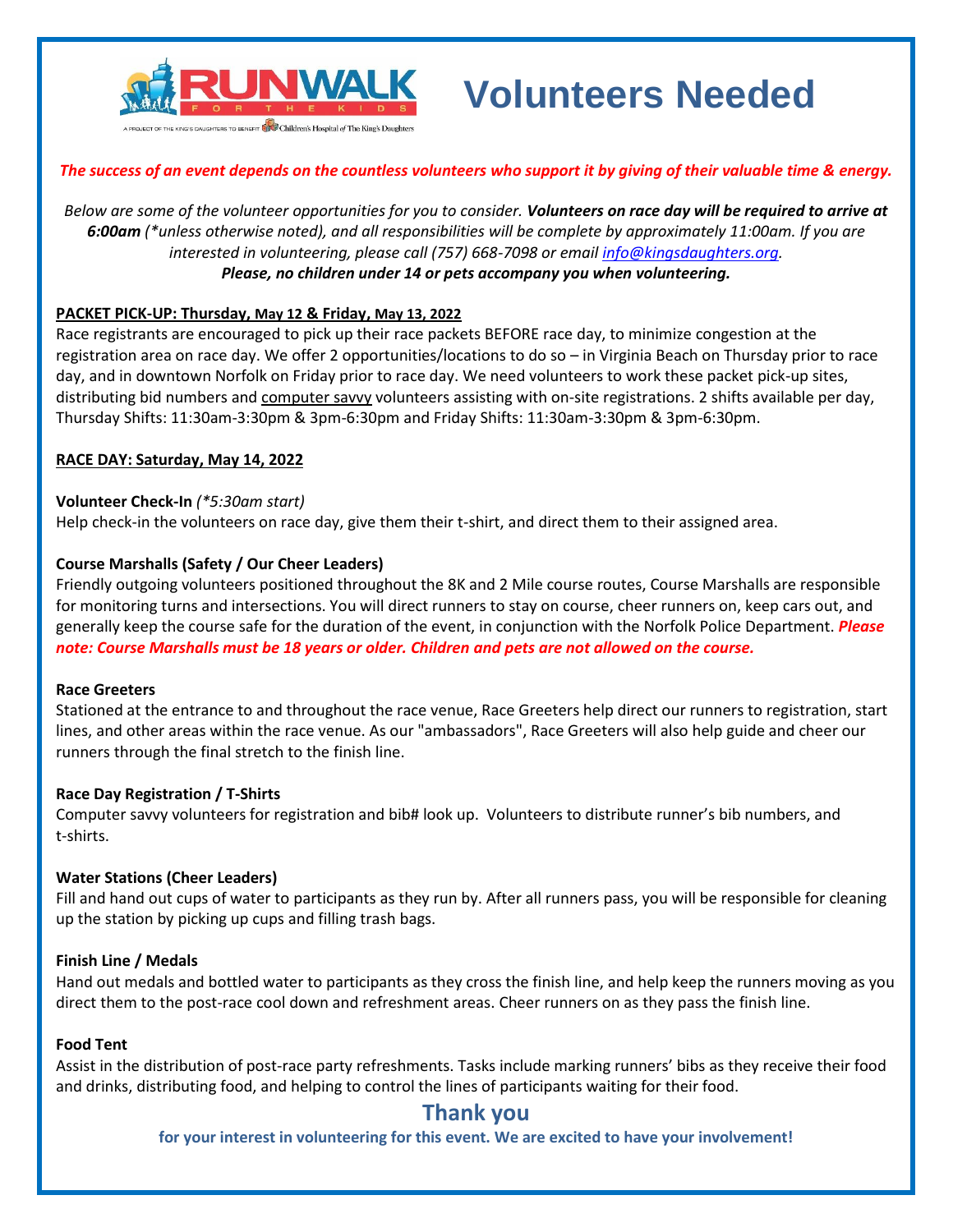# Volunteers Needed

RUNWALK FOR THE KIDS

A PROJECT OF THE KING'S DAUGHTERS TO BENEFIT Children's Hospital of The King's Daughters

***The success of an event depends on the countless volunteers who support it by giving of their valuable time & energy.***

*Below are some of the volunteer opportunities for you to consider.* ***Volunteers on race day will be required to arrive at 6:00am*** *(\*unless otherwise noted), and all responsibilities will be complete by approximately 11:00am. If you are interested in volunteering, please call (757) 668-7098 or email info@kingsdaughters.org.*

***Please, no children under 14 or pets accompany you when volunteering.***

**PACKET PICK-UP: Thursday, May 12 & Friday, May 13, 2022**

Race registrants are encouraged to pick up their race packets BEFORE race day, to minimize congestion at the registration area on race day. We offer 2 opportunities/locations to do so – in Virginia Beach on Thursday prior to race day, and in downtown Norfolk on Friday prior to race day. We need volunteers to work these packet pick-up sites, distributing bid numbers and computer savvy volunteers assisting with on-site registrations. 2 shifts available per day, Thursday Shifts: 11:30am-3:30pm & 3pm-6:30pm and Friday Shifts: 11:30am-3:30pm & 3pm-6:30pm.

**RACE DAY: Saturday, May 14, 2022**

**Volunteer Check-In** *(\*5:30am start)*

Help check-in the volunteers on race day, give them their t-shirt, and direct them to their assigned area.

**Course Marshalls (Safety / Our Cheer Leaders)**

Friendly outgoing volunteers positioned throughout the 8K and 2 Mile course routes, Course Marshalls are responsible for monitoring turns and intersections. You will direct runners to stay on course, cheer runners on, keep cars out, and generally keep the course safe for the duration of the event, in conjunction with the Norfolk Police Department. ***Please note: Course Marshalls must be 18 years or older. Children and pets are not allowed on the course.***

**Race Greeters**

Stationed at the entrance to and throughout the race venue, Race Greeters help direct our runners to registration, start lines, and other areas within the race venue. As our "ambassadors", Race Greeters will also help guide and cheer our runners through the final stretch to the finish line.

**Race Day Registration / T-Shirts**

Computer savvy volunteers for registration and bib# look up. Volunteers to distribute runner's bib numbers, and t-shirts.

**Water Stations (Cheer Leaders)**

Fill and hand out cups of water to participants as they run by. After all runners pass, you will be responsible for cleaning up the station by picking up cups and filling trash bags.

**Finish Line / Medals**

Hand out medals and bottled water to participants as they cross the finish line, and help keep the runners moving as you direct them to the post-race cool down and refreshment areas. Cheer runners on as they pass the finish line.

**Food Tent**

Assist in the distribution of post-race party refreshments. Tasks include marking runners' bibs as they receive their food and drinks, distributing food, and helping to control the lines of participants waiting for their food.

## Thank you

**for your interest in volunteering for this event. We are excited to have your involvement!**